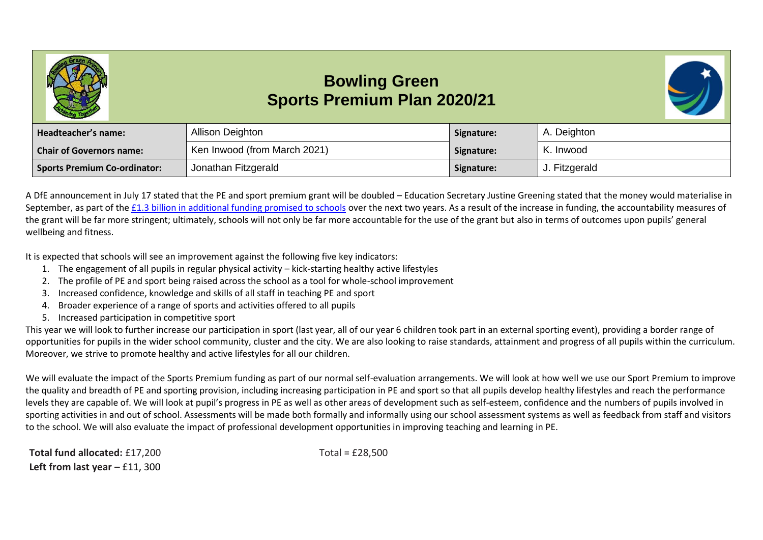# Bowling Green
## Sports Premium Plan 2020/21

| **Headteacher's name:** | Allison Deighton | **Signature:** | A. Deighton |
|---|---|---|---|
| **Chair of Governors name:** | Ken Inwood (from March 2021) | **Signature:** | K. Inwood |
| **Sports Premium Co-ordinator:** | Jonathan Fitzgerald | **Signature:** | J. Fitzgerald |

A DfE announcement in July 17 stated that the PE and sport premium grant will be doubled – Education Secretary Justine Greening stated that the money would materialise in September, as part of the [£1.3 billion in additional funding promised to schools] over the next two years. As a result of the increase in funding, the accountability measures of the grant will be far more stringent; ultimately, schools will not only be far more accountable for the use of the grant but also in terms of outcomes upon pupils' general wellbeing and fitness.

It is expected that schools will see an improvement against the following five key indicators:

1. The engagement of all pupils in regular physical activity – kick-starting healthy active lifestyles
2. The profile of PE and sport being raised across the school as a tool for whole-school improvement
3. Increased confidence, knowledge and skills of all staff in teaching PE and sport
4. Broader experience of a range of sports and activities offered to all pupils
5. Increased participation in competitive sport

This year we will look to further increase our participation in sport (last year, all of our year 6 children took part in an external sporting event), providing a border range of opportunities for pupils in the wider school community, cluster and the city. We are also looking to raise standards, attainment and progress of all pupils within the curriculum. Moreover, we strive to promote healthy and active lifestyles for all our children.

We will evaluate the impact of the Sports Premium funding as part of our normal self-evaluation arrangements. We will look at how well we use our Sport Premium to improve the quality and breadth of PE and sporting provision, including increasing participation in PE and sport so that all pupils develop healthy lifestyles and reach the performance levels they are capable of. We will look at pupil's progress in PE as well as other areas of development such as self-esteem, confidence and the numbers of pupils involved in sporting activities in and out of school. Assessments will be made both formally and informally using our school assessment systems as well as feedback from staff and visitors to the school. We will also evaluate the impact of professional development opportunities in improving teaching and learning in PE.

**Total fund allocated:** £17,200

**Left from last year –** £11, 300

Total = £28,500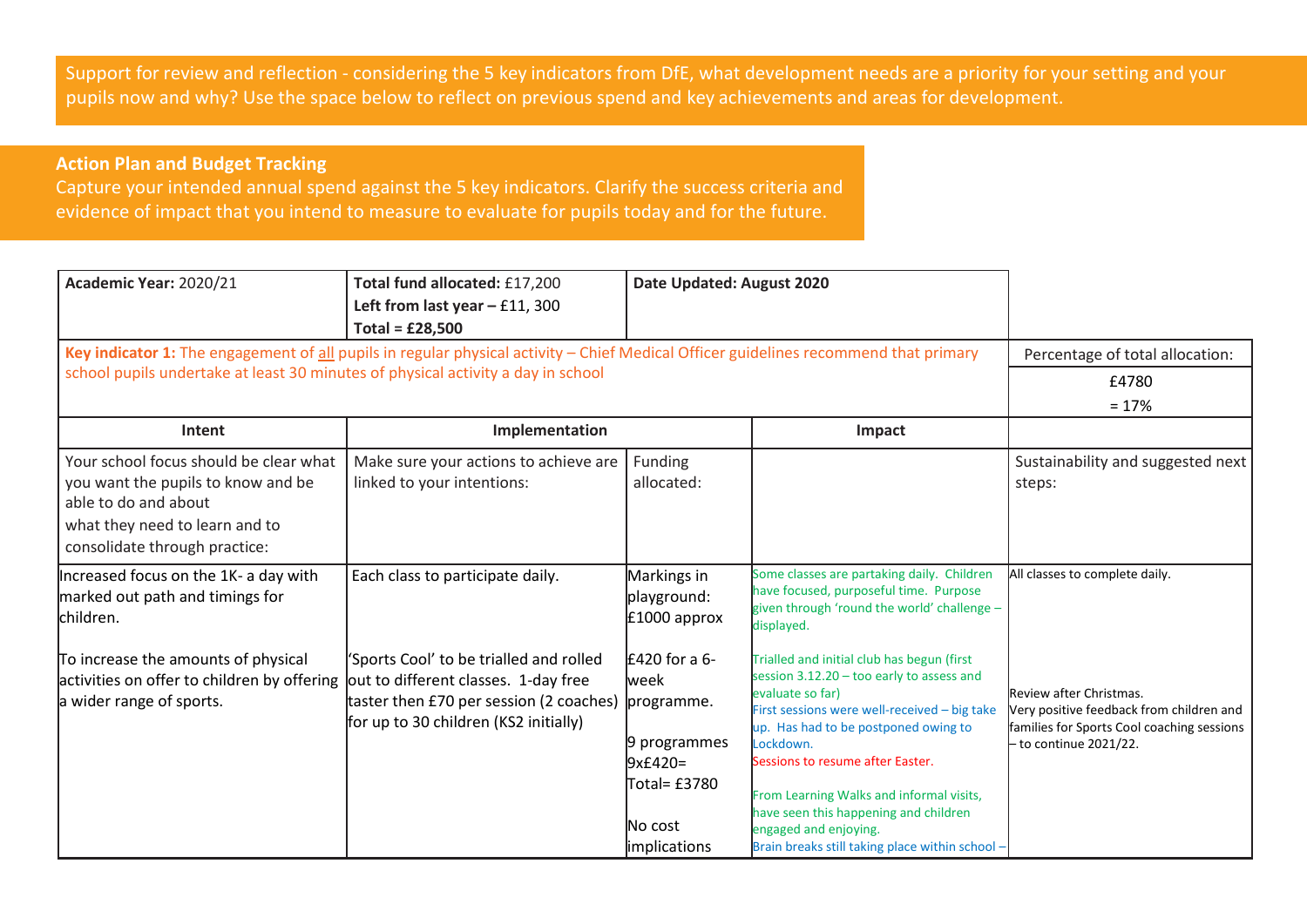Support for review and reflection - considering the 5 key indicators from DfE, what development needs are a priority for your setting and your pupils now and why? Use the space below to reflect on previous spend and key achievements and areas for development.

**Action Plan and Budget Tracking**

Capture your intended annual spend against the 5 key indicators. Clarify the success criteria and evidence of impact that you intend to measure to evaluate for pupils today and for the future.

| **Academic Year:** 2020/21 | **Total fund allocated:** £17,200<br>**Left from last year** – £11, 300<br>**Total = £28,500** | **Date Updated: August 2020** | | |
|---|---|---|---|---|
| **Key indicator 1:** The engagement of all pupils in regular physical activity – Chief Medical Officer guidelines recommend that primary school pupils undertake at least 30 minutes of physical activity a day in school | | | | Percentage of total allocation:<br>£4780<br>= 17% |
| **Intent** | **Implementation** | | **Impact** | |
| Your school focus should be clear what you want the pupils to know and be able to do and about<br>what they need to learn and to consolidate through practice: | Make sure your actions to achieve are linked to your intentions: | Funding allocated: | | Sustainability and suggested next steps: |
| Increased focus on the 1K- a day with marked out path and timings for children.<br><br>To increase the amounts of physical activities on offer to children by offering a wider range of sports. | Each class to participate daily.<br><br>'Sports Cool' to be trialled and rolled out to different classes. 1-day free taster then £70 per session (2 coaches) for up to 30 children (KS2 initially) | Markings in playground: £1000 approx<br><br>£420 for a 6-week programme.<br><br>9 programmes 9x£420=<br>Total= £3780<br><br>No cost implications | Some classes are partaking daily. Children have focused, purposeful time. Purpose given through 'round the world' challenge – displayed.<br><br>Trialled and initial club has begun (first session 3.12.20 – too early to assess and evaluate so far)<br>First sessions were well-received – big take up. Has had to be postponed owing to Lockdown.<br>Sessions to resume after Easter.<br><br>From Learning Walks and informal visits, have seen this happening and children engaged and enjoying.<br>Brain breaks still taking place within school – | All classes to complete daily.<br><br>Review after Christmas.<br>Very positive feedback from children and families for Sports Cool coaching sessions – to continue 2021/22. |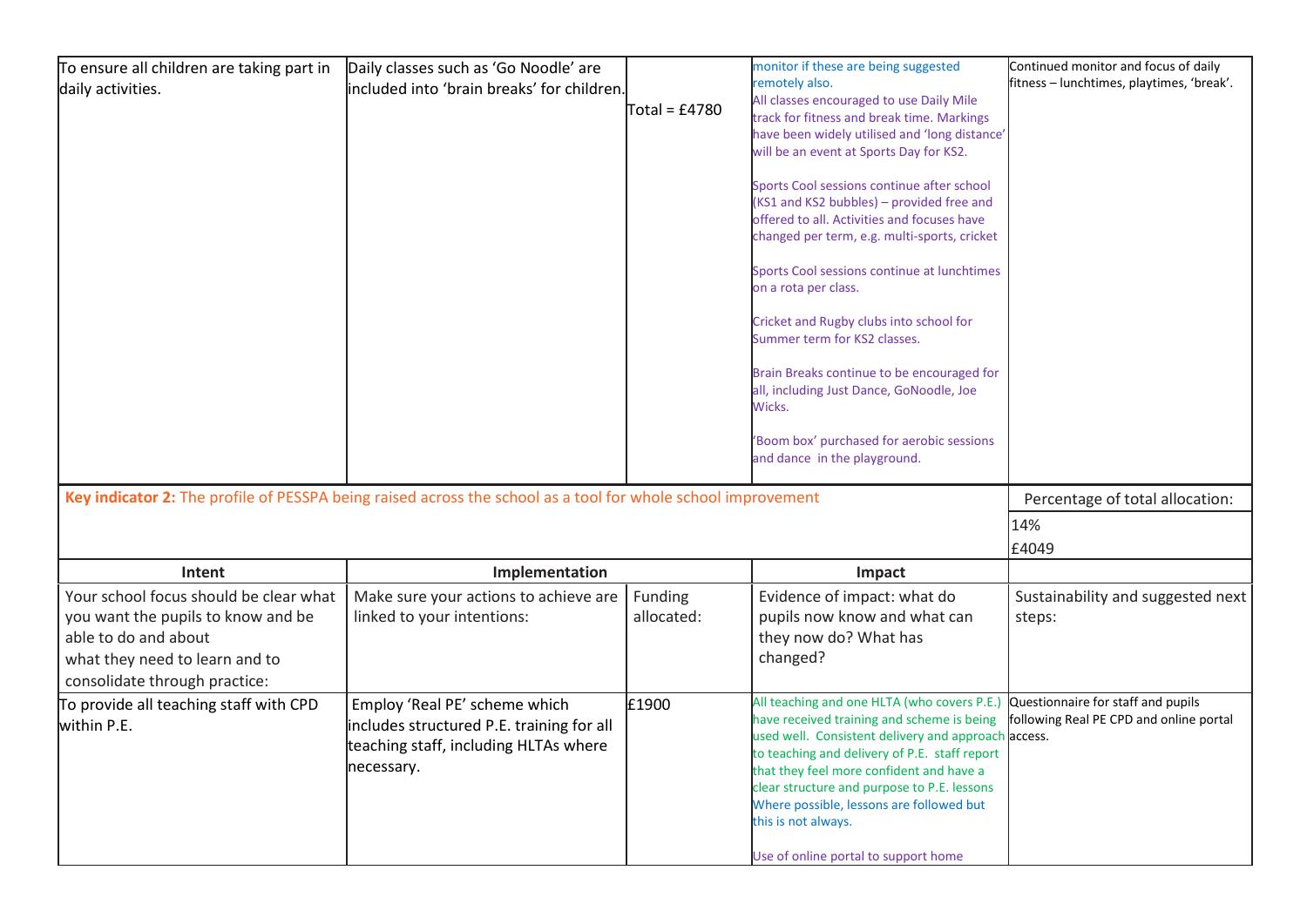| | | | | |
|---|---|---|---|---|
| To ensure all children are taking part in daily activities. | Daily classes such as 'Go Noodle' are included into 'brain breaks' for children. | Total = £4780 | monitor if these are being suggested remotely also.<br>All classes encouraged to use Daily Mile track for fitness and break time. Markings have been widely utilised and 'long distance' will be an event at Sports Day for KS2.<br><br>Sports Cool sessions continue after school (KS1 and KS2 bubbles) – provided free and offered to all. Activities and focuses have changed per term, e.g. multi-sports, cricket<br><br>Sports Cool sessions continue at lunchtimes on a rota per class.<br><br>Cricket and Rugby clubs into school for Summer term for KS2 classes.<br><br>Brain Breaks continue to be encouraged for all, including Just Dance, GoNoodle, Joe Wicks.<br><br>'Boom box' purchased for aerobic sessions and dance in the playground. | Continued monitor and focus of daily fitness – lunchtimes, playtimes, 'break'. |

| **Key indicator 2:** The profile of PESSPA being raised across the school as a tool for whole school improvement | | | | Percentage of total allocation: |
|---|---|---|---|---|
| | | | | 14%<br>£4049 |
| **Intent** | **Implementation** | | **Impact** | |
| Your school focus should be clear what you want the pupils to know and be able to do and about what they need to learn and to consolidate through practice: | Make sure your actions to achieve are linked to your intentions: | Funding allocated: | Evidence of impact: what do pupils now know and what can they now do? What has changed? | Sustainability and suggested next steps: |
| To provide all teaching staff with CPD within P.E. | Employ 'Real PE' scheme which includes structured P.E. training for all teaching staff, including HLTAs where necessary. | £1900 | All teaching and one HLTA (who covers P.E.) have received training and scheme is being used well. Consistent delivery and approach to teaching and delivery of P.E. staff report that they feel more confident and have a clear structure and purpose to P.E. lessons Where possible, lessons are followed but this is not always.<br><br>Use of online portal to support home | Questionnaire for staff and pupils following Real PE CPD and online portal access. |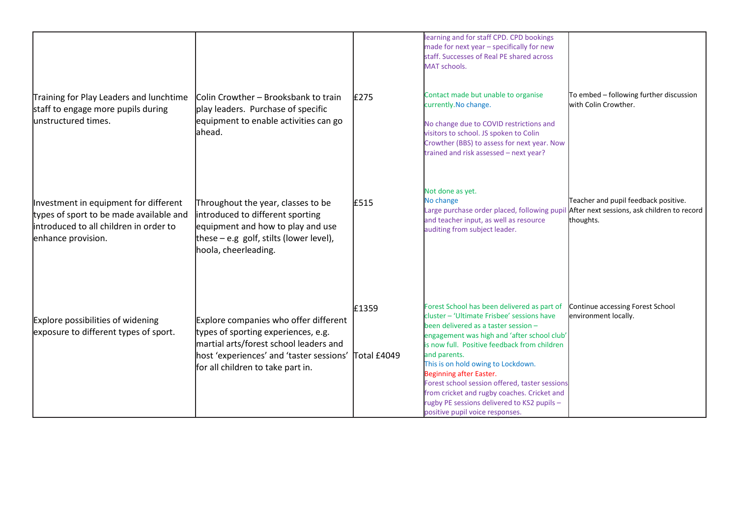| | | | | |
|---|---|---|---|---|
| | | | learning and for staff CPD. CPD bookings made for next year – specifically for new staff. Successes of Real PE shared across MAT schools. | |
| Training for Play Leaders and lunchtime staff to engage more pupils during unstructured times. | Colin Crowther – Brooksbank to train play leaders. Purchase of specific equipment to enable activities can go ahead. | £275 | Contact made but unable to organise currently.No change.<br><br>No change due to COVID restrictions and visitors to school. JS spoken to Colin Crowther (BBS) to assess for next year. Now trained and risk assessed – next year? | To embed – following further discussion with Colin Crowther. |
| Investment in equipment for different types of sport to be made available and introduced to all children in order to enhance provision. | Throughout the year, classes to be introduced to different sporting equipment and how to play and use these – e.g golf, stilts (lower level), hoola, cheerleading. | £515 | Not done as yet.<br>No change<br>Large purchase order placed, following pupil and teacher input, as well as resource auditing from subject leader. | Teacher and pupil feedback positive. After next sessions, ask children to record thoughts. |
| Explore possibilities of widening exposure to different types of sport. | Explore companies who offer different types of sporting experiences, e.g. martial arts/forest school leaders and host 'experiences' and 'taster sessions' for all children to take part in. | £1359<br><br>Total £4049 | Forest School has been delivered as part of cluster – 'Ultimate Frisbee' sessions have been delivered as a taster session – engagement was high and 'after school club' is now full. Positive feedback from children and parents.<br>This is on hold owing to Lockdown.<br>Beginning after Easter.<br>Forest school session offered, taster sessions from cricket and rugby coaches. Cricket and rugby PE sessions delivered to KS2 pupils – positive pupil voice responses. | Continue accessing Forest School environment locally. |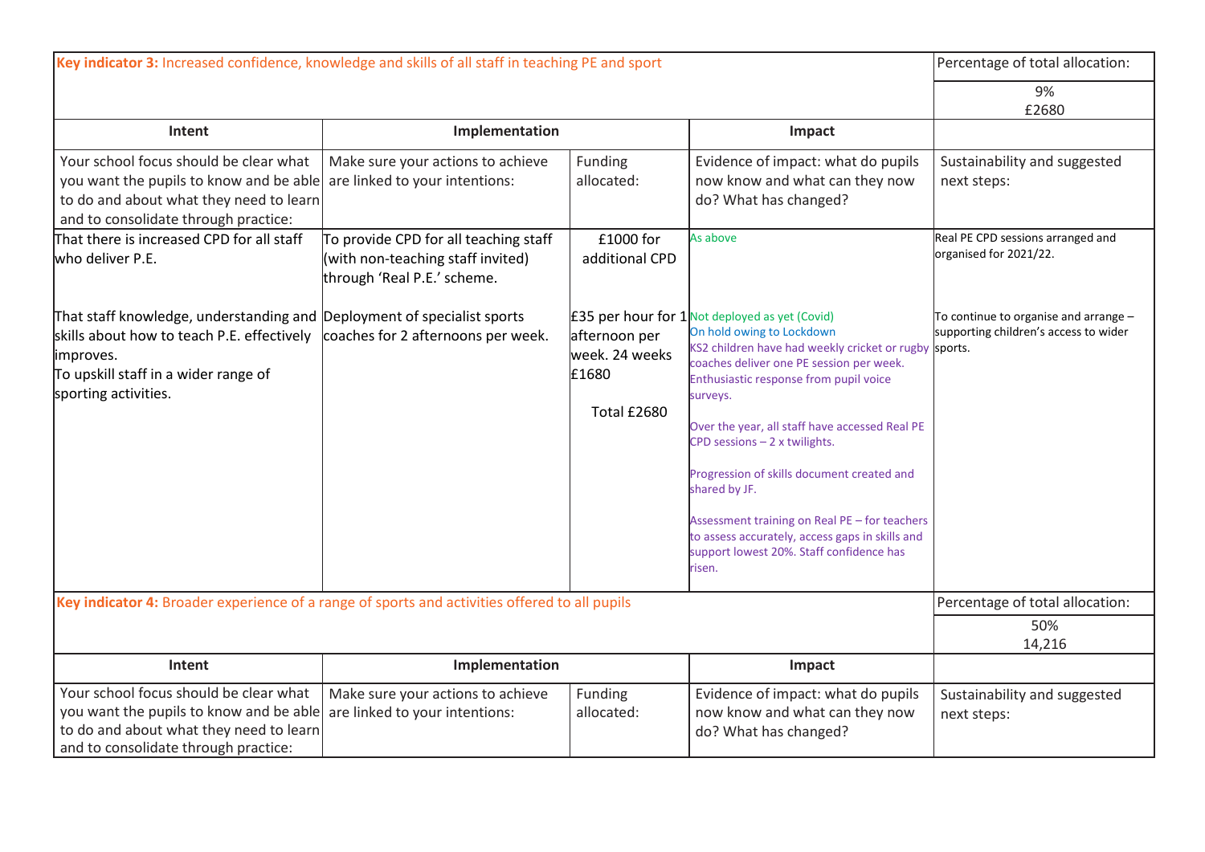| Key indicator 3: Increased confidence, knowledge and skills of all staff in teaching PE and sport | | | | Percentage of total allocation: |
|---|---|---|---|---|
| | | | | 9%<br>£2680 |
| Intent | Implementation | | Impact | |
| Your school focus should be clear what you want the pupils to know and be able to do and about what they need to learn and to consolidate through practice: | Make sure your actions to achieve are linked to your intentions: | Funding allocated: | Evidence of impact: what do pupils now know and what can they now do? What has changed? | Sustainability and suggested next steps: |
| That there is increased CPD for all staff who deliver P.E.<br><br>That staff knowledge, understanding and skills about how to teach P.E. effectively improves.<br>To upskill staff in a wider range of sporting activities. | To provide CPD for all teaching staff (with non-teaching staff invited) through 'Real P.E.' scheme.<br><br>Deployment of specialist sports coaches for 2 afternoons per week. | £1000 for additional CPD<br><br>£35 per hour for 1 afternoon per week. 24 weeks £1680<br><br>Total £2680 | As above<br><br>Not deployed as yet (Covid)<br>On hold owing to Lockdown<br>KS2 children have had weekly cricket or rugby coaches deliver one PE session per week. Enthusiastic response from pupil voice surveys.<br><br>Over the year, all staff have accessed Real PE CPD sessions – 2 x twilights.<br><br>Progression of skills document created and shared by JF.<br><br>Assessment training on Real PE – for teachers to assess accurately, access gaps in skills and support lowest 20%. Staff confidence has risen. | Real PE CPD sessions arranged and organised for 2021/22.<br><br>To continue to organise and arrange – supporting children's access to wider sports. |

| Key indicator 4: Broader experience of a range of sports and activities offered to all pupils | | | | Percentage of total allocation: |
|---|---|---|---|---|
| | | | | 50%<br>14,216 |
| Intent | Implementation | | Impact | |
| Your school focus should be clear what you want the pupils to know and be able to do and about what they need to learn and to consolidate through practice: | Make sure your actions to achieve are linked to your intentions: | Funding allocated: | Evidence of impact: what do pupils now know and what can they now do? What has changed? | Sustainability and suggested next steps: |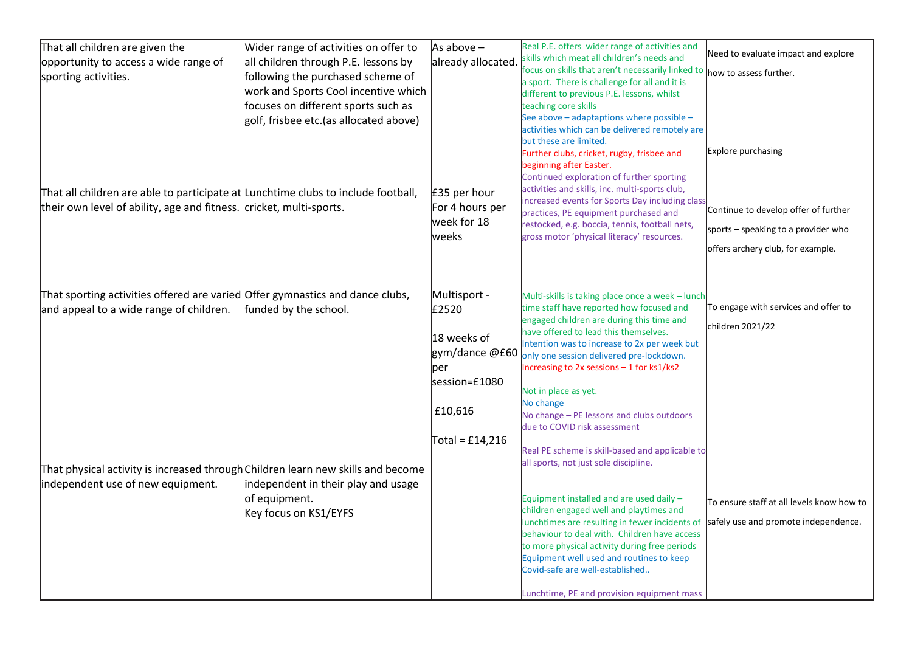| That all children are given the opportunity to access a wide range of sporting activities. | Wider range of activities on offer to all children through P.E. lessons by following the purchased scheme of work and Sports Cool incentive which focuses on different sports such as golf, frisbee etc.(as allocated above) | As above – already allocated. | Real P.E. offers wider range of activities and skills which meat all children's needs and focus on skills that aren't necessarily linked to a sport. There is challenge for all and it is different to previous P.E. lessons, whilst teaching core skills<br>See above – adaptaptions where possible – activities which can be delivered remotely are but these are limited.<br>Further clubs, cricket, rugby, frisbee and beginning after Easter.<br>Continued exploration of further sporting activities and skills, inc. multi-sports club, increased events for Sports Day including class practices, PE equipment purchased and restocked, e.g. boccia, tennis, football nets, gross motor 'physical literacy' resources. | Need to evaluate impact and explore how to assess further.<br><br>Explore purchasing<br><br>Continue to develop offer of further sports – speaking to a provider who offers archery club, for example. |
|---|---|---|---|---|
| That all children are able to participate at their own level of ability, age and fitness. | Lunchtime clubs to include football, cricket, multi-sports. | £35 per hour For 4 hours per week for 18 weeks | | |
| That sporting activities offered are varied and appeal to a wide range of children. | Offer gymnastics and dance clubs, funded by the school. | Multisport - £2520<br><br>18 weeks of gym/dance @£60 per session=£1080<br><br>£10,616<br><br>Total = £14,216 | Multi-skills is taking place once a week – lunch time staff have reported how focused and engaged children are during this time and have offered to lead this themselves.<br>Intention was to increase to 2x per week but only one session delivered pre-lockdown.<br>Increasing to 2x sessions – 1 for ks1/ks2<br><br>Not in place as yet.<br>No change<br>No change – PE lessons and clubs outdoors due to COVID risk assessment<br><br>Real PE scheme is skill-based and applicable to all sports, not just sole discipline. | To engage with services and offer to children 2021/22 |
| That physical activity is increased through independent use of new equipment. | Children learn new skills and become independent in their play and usage of equipment.<br>Key focus on KS1/EYFS | | Equipment installed and are used daily – children engaged well and playtimes and lunchtimes are resulting in fewer incidents of behaviour to deal with. Children have access to more physical activity during free periods<br>Equipment well used and routines to keep Covid-safe are well-established..<br><br>Lunchtime, PE and provision equipment mass | To ensure staff at all levels know how to safely use and promote independence. |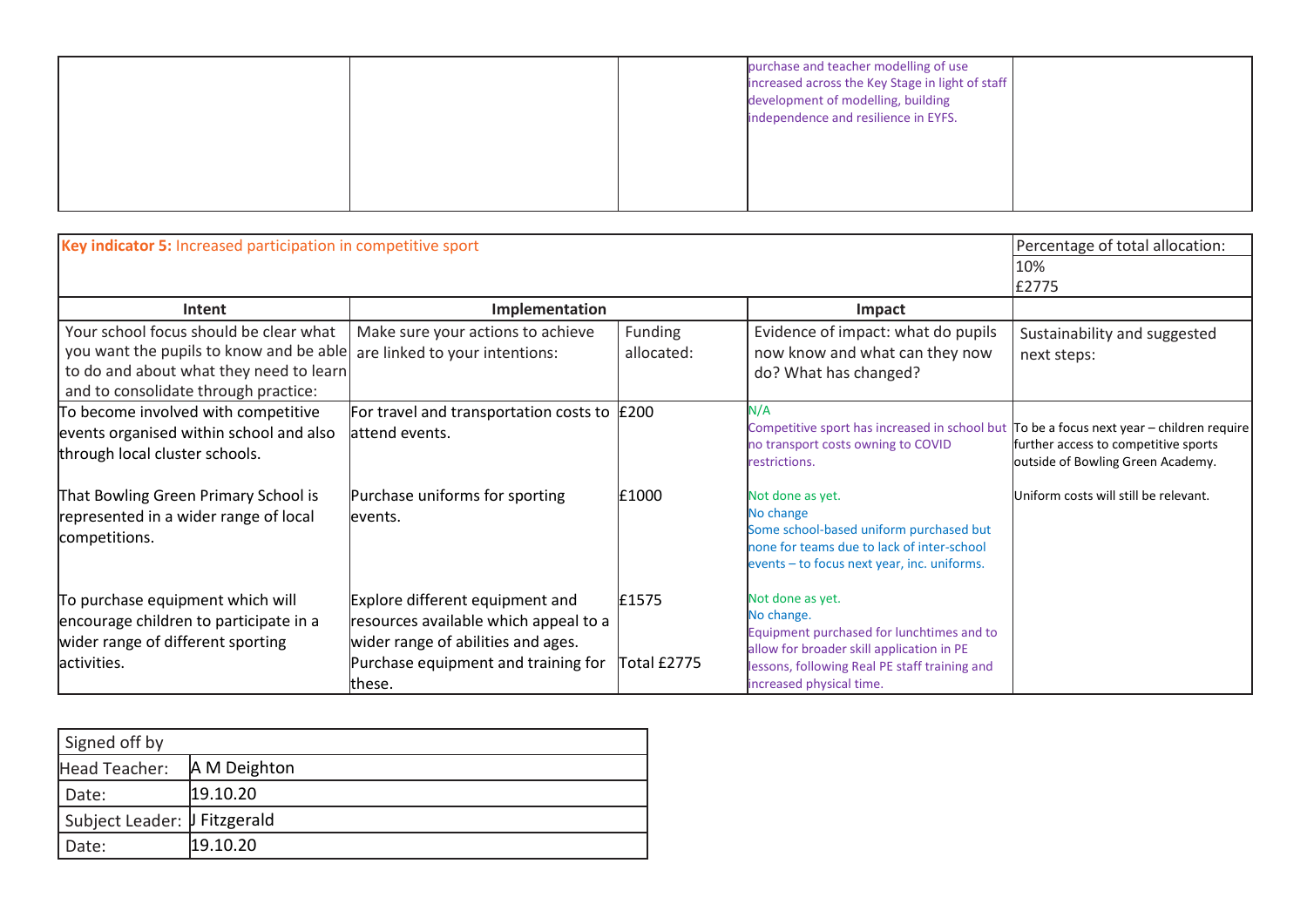| | | | | |
|---|---|---|---|---|
| | | | purchase and teacher modelling of use increased across the Key Stage in light of staff development of modelling, building independence and resilience in EYFS. | |

| **Key indicator 5:** Increased participation in competitive sport | | | | Percentage of total allocation: 10% £2775 |
|---|---|---|---|---|
| **Intent** | **Implementation** | | **Impact** | |
| Your school focus should be clear what you want the pupils to know and be able to do and about what they need to learn and to consolidate through practice: | Make sure your actions to achieve are linked to your intentions: | Funding allocated: | Evidence of impact: what do pupils now know and what can they now do? What has changed? | Sustainability and suggested next steps: |
| To become involved with competitive events organised within school and also through local cluster schools. | For travel and transportation costs to attend events. | £200 | N/A<br>Competitive sport has increased in school but no transport costs owning to COVID restrictions. | To be a focus next year – children require further access to competitive sports outside of Bowling Green Academy. |
| That Bowling Green Primary School is represented in a wider range of local competitions. | Purchase uniforms for sporting events. | £1000 | Not done as yet.<br>No change<br>Some school-based uniform purchased but none for teams due to lack of inter-school events – to focus next year, inc. uniforms. | Uniform costs will still be relevant. |
| To purchase equipment which will encourage children to participate in a wider range of different sporting activities. | Explore different equipment and resources available which appeal to a wider range of abilities and ages.<br>Purchase equipment and training for these. | £1575<br><br>Total £2775 | Not done as yet.<br>No change.<br>Equipment purchased for lunchtimes and to allow for broader skill application in PE lessons, following Real PE staff training and increased physical time. | |

| Signed off by | |
|---|---|
| Head Teacher: | A M Deighton |
| Date: | 19.10.20 |
| Subject Leader: | J Fitzgerald |
| Date: | 19.10.20 |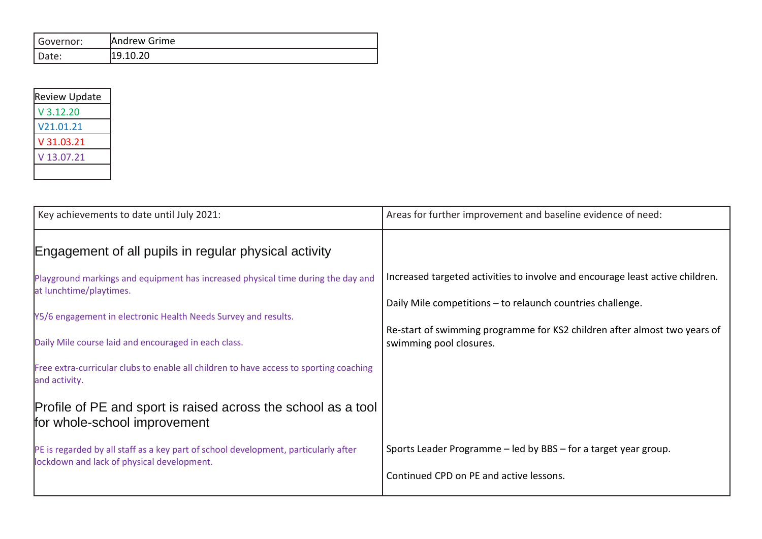| Governor: | Andrew Grime |
| --- | --- |
| Date: | 19.10.20 |

| Review Update |
| --- |
| V 3.12.20 |
| V21.01.21 |
| V 31.03.21 |
| V 13.07.21 |
| |

| Key achievements to date until July 2021: | Areas for further improvement and baseline evidence of need: |
| --- | --- |
| **Engagement of all pupils in regular physical activity**<br><br>Playground markings and equipment has increased physical time during the day and at lunchtime/playtimes.<br><br>Y5/6 engagement in electronic Health Needs Survey and results.<br><br>Daily Mile course laid and encouraged in each class.<br><br>Free extra-curricular clubs to enable all children to have access to sporting coaching and activity. | Increased targeted activities to involve and encourage least active children.<br><br>Daily Mile competitions – to relaunch countries challenge.<br><br>Re-start of swimming programme for KS2 children after almost two years of swimming pool closures. |
| **Profile of PE and sport is raised across the school as a tool for whole-school improvement**<br><br>PE is regarded by all staff as a key part of school development, particularly after lockdown and lack of physical development. | Sports Leader Programme – led by BBS – for a target year group.<br><br>Continued CPD on PE and active lessons. |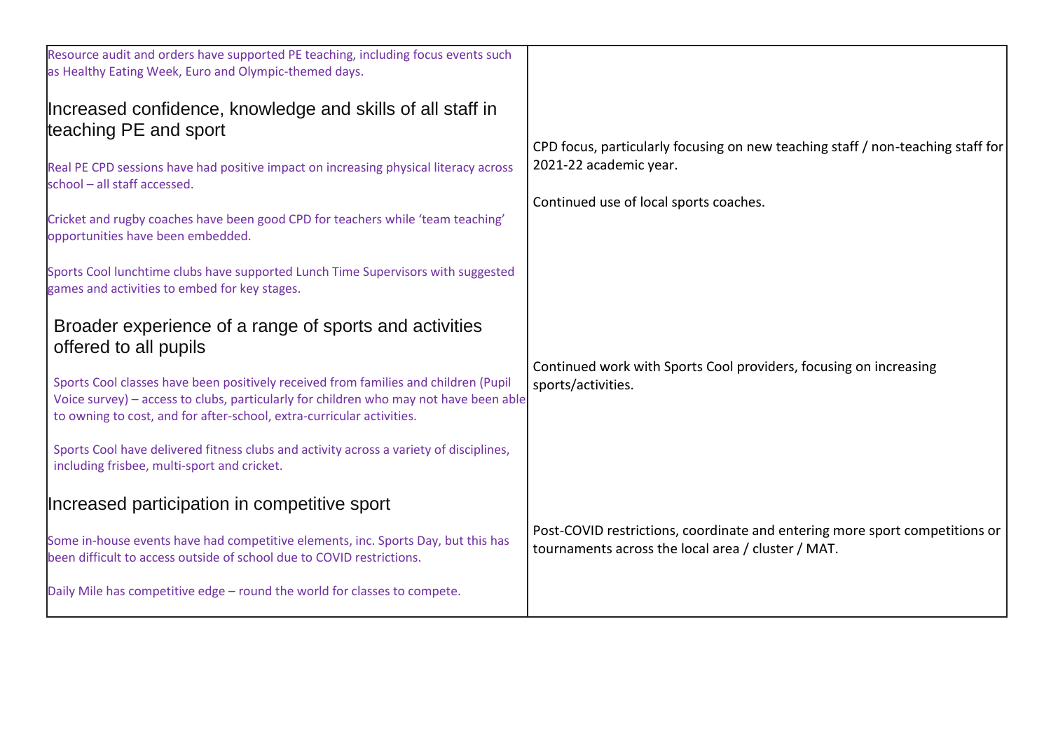| | |
|---|---|
| Resource audit and orders have supported PE teaching, including focus events such as Healthy Eating Week, Euro and Olympic-themed days. | |
| **Increased confidence, knowledge and skills of all staff in teaching PE and sport**<br><br>Real PE CPD sessions have had positive impact on increasing physical literacy across school – all staff accessed.<br><br>Cricket and rugby coaches have been good CPD for teachers while 'team teaching' opportunities have been embedded.<br><br>Sports Cool lunchtime clubs have supported Lunch Time Supervisors with suggested games and activities to embed for key stages. | CPD focus, particularly focusing on new teaching staff / non-teaching staff for 2021-22 academic year.<br><br>Continued use of local sports coaches. |
| **Broader experience of a range of sports and activities offered to all pupils**<br><br>Sports Cool classes have been positively received from families and children (Pupil Voice survey) – access to clubs, particularly for children who may not have been able to owning to cost, and for after-school, extra-curricular activities.<br><br>Sports Cool have delivered fitness clubs and activity across a variety of disciplines, including frisbee, multi-sport and cricket. | Continued work with Sports Cool providers, focusing on increasing sports/activities. |
| **Increased participation in competitive sport**<br><br>Some in-house events have had competitive elements, inc. Sports Day, but this has been difficult to access outside of school due to COVID restrictions.<br><br>Daily Mile has competitive edge – round the world for classes to compete. | Post-COVID restrictions, coordinate and entering more sport competitions or tournaments across the local area / cluster / MAT. |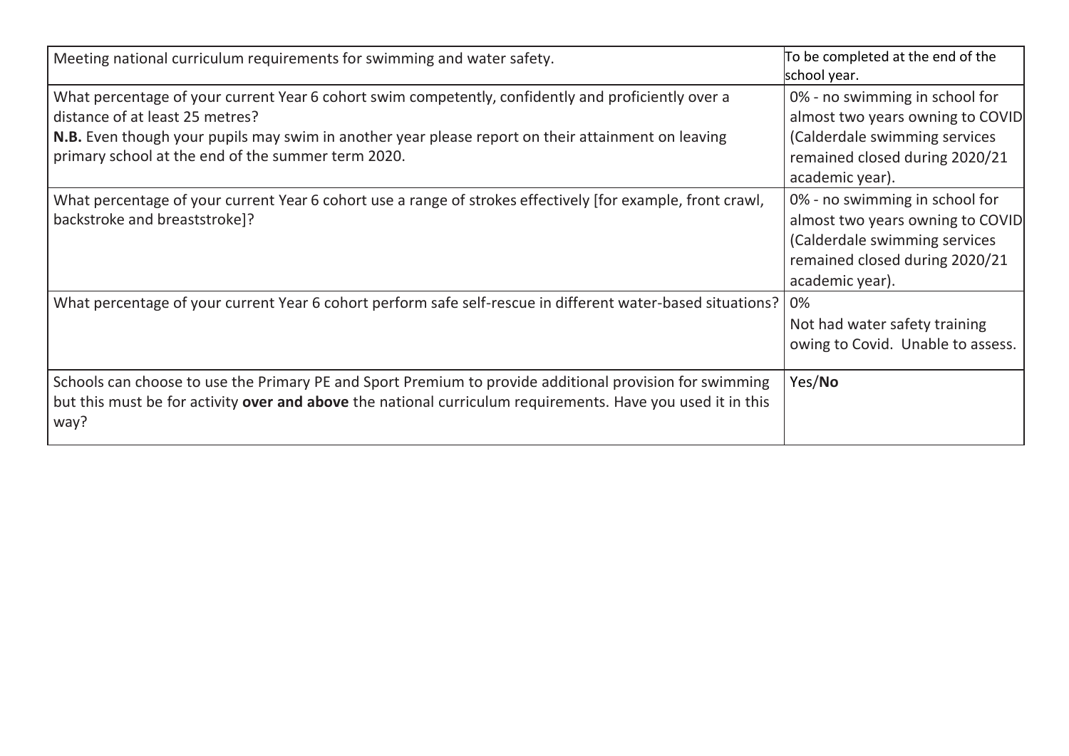| Meeting national curriculum requirements for swimming and water safety. | To be completed at the end of the school year. |
|---|---|
| What percentage of your current Year 6 cohort swim competently, confidently and proficiently over a distance of at least 25 metres?<br>**N.B.** Even though your pupils may swim in another year please report on their attainment on leaving primary school at the end of the summer term 2020. | 0% - no swimming in school for almost two years owning to COVID (Calderdale swimming services remained closed during 2020/21 academic year). |
| What percentage of your current Year 6 cohort use a range of strokes effectively [for example, front crawl, backstroke and breaststroke]? | 0% - no swimming in school for almost two years owning to COVID (Calderdale swimming services remained closed during 2020/21 academic year). |
| What percentage of your current Year 6 cohort perform safe self-rescue in different water-based situations? | 0%<br>Not had water safety training owing to Covid. Unable to assess. |
| Schools can choose to use the Primary PE and Sport Premium to provide additional provision for swimming but this must be for activity **over and above** the national curriculum requirements. Have you used it in this way? | Yes/**No** |